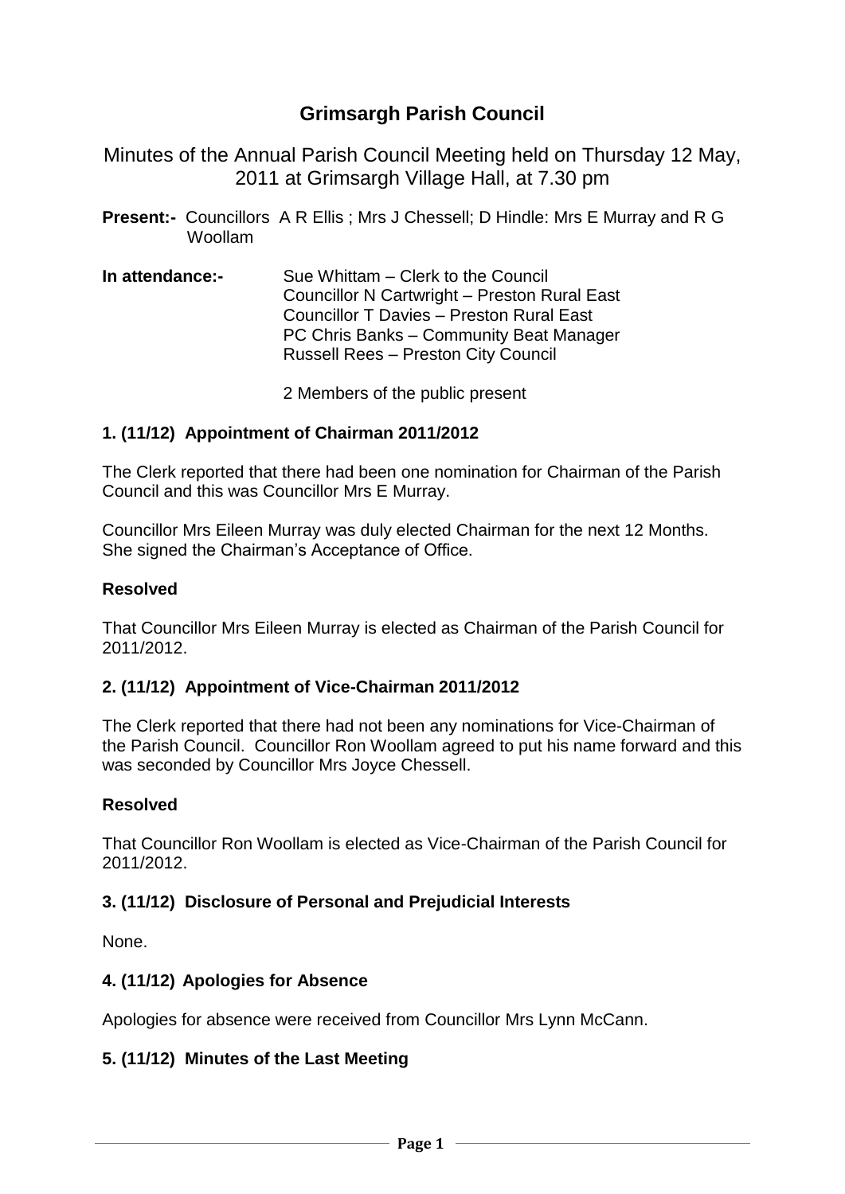# Grimsargh Parish Council

Minutes of the Annual Parish Council Meeting held on Thursday 12 May, 2011 at Grimsargh Village Hall, at 7.30 pm

**Present:-** Councillors A R Ellis ; Mrs J Chessell; D Hindle: Mrs E Murray and R G Woollam

**In attendance:-** Sue Whittam – Clerk to the Council
Councillor N Cartwright – Preston Rural East
Councillor T Davies – Preston Rural East
PC Chris Banks – Community Beat Manager
Russell Rees – Preston City Council

2 Members of the public present

### 1. (11/12) Appointment of Chairman 2011/2012

The Clerk reported that there had been one nomination for Chairman of the Parish Council and this was Councillor Mrs E Murray.

Councillor Mrs Eileen Murray was duly elected Chairman for the next 12 Months. She signed the Chairman's Acceptance of Office.

**Resolved**

That Councillor Mrs Eileen Murray is elected as Chairman of the Parish Council for 2011/2012.

### 2. (11/12) Appointment of Vice-Chairman 2011/2012

The Clerk reported that there had not been any nominations for Vice-Chairman of the Parish Council. Councillor Ron Woollam agreed to put his name forward and this was seconded by Councillor Mrs Joyce Chessell.

**Resolved**

That Councillor Ron Woollam is elected as Vice-Chairman of the Parish Council for 2011/2012.

### 3. (11/12) Disclosure of Personal and Prejudicial Interests

None.

### 4. (11/12) Apologies for Absence

Apologies for absence were received from Councillor Mrs Lynn McCann.

### 5. (11/12) Minutes of the Last Meeting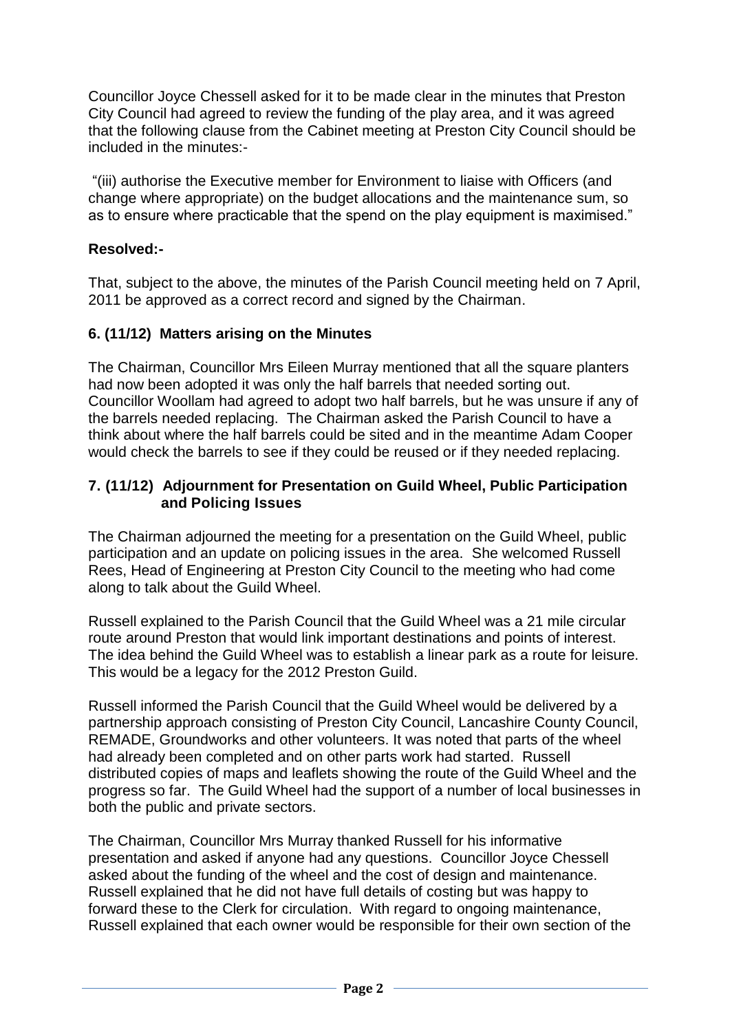Councillor Joyce Chessell asked for it to be made clear in the minutes that Preston City Council had agreed to review the funding of the play area, and it was agreed that the following clause from the Cabinet meeting at Preston City Council should be included in the minutes:-

"(iii) authorise the Executive member for Environment to liaise with Officers (and change where appropriate) on the budget allocations and the maintenance sum, so as to ensure where practicable that the spend on the play equipment is maximised."

**Resolved:-**

That, subject to the above, the minutes of the Parish Council meeting held on 7 April, 2011 be approved as a correct record and signed by the Chairman.

### 6. (11/12) Matters arising on the Minutes

The Chairman, Councillor Mrs Eileen Murray mentioned that all the square planters had now been adopted it was only the half barrels that needed sorting out. Councillor Woollam had agreed to adopt two half barrels, but he was unsure if any of the barrels needed replacing. The Chairman asked the Parish Council to have a think about where the half barrels could be sited and in the meantime Adam Cooper would check the barrels to see if they could be reused or if they needed replacing.

### 7. (11/12) Adjournment for Presentation on Guild Wheel, Public Participation and Policing Issues

The Chairman adjourned the meeting for a presentation on the Guild Wheel, public participation and an update on policing issues in the area. She welcomed Russell Rees, Head of Engineering at Preston City Council to the meeting who had come along to talk about the Guild Wheel.

Russell explained to the Parish Council that the Guild Wheel was a 21 mile circular route around Preston that would link important destinations and points of interest. The idea behind the Guild Wheel was to establish a linear park as a route for leisure. This would be a legacy for the 2012 Preston Guild.

Russell informed the Parish Council that the Guild Wheel would be delivered by a partnership approach consisting of Preston City Council, Lancashire County Council, REMADE, Groundworks and other volunteers. It was noted that parts of the wheel had already been completed and on other parts work had started. Russell distributed copies of maps and leaflets showing the route of the Guild Wheel and the progress so far. The Guild Wheel had the support of a number of local businesses in both the public and private sectors.

The Chairman, Councillor Mrs Murray thanked Russell for his informative presentation and asked if anyone had any questions. Councillor Joyce Chessell asked about the funding of the wheel and the cost of design and maintenance. Russell explained that he did not have full details of costing but was happy to forward these to the Clerk for circulation. With regard to ongoing maintenance, Russell explained that each owner would be responsible for their own section of the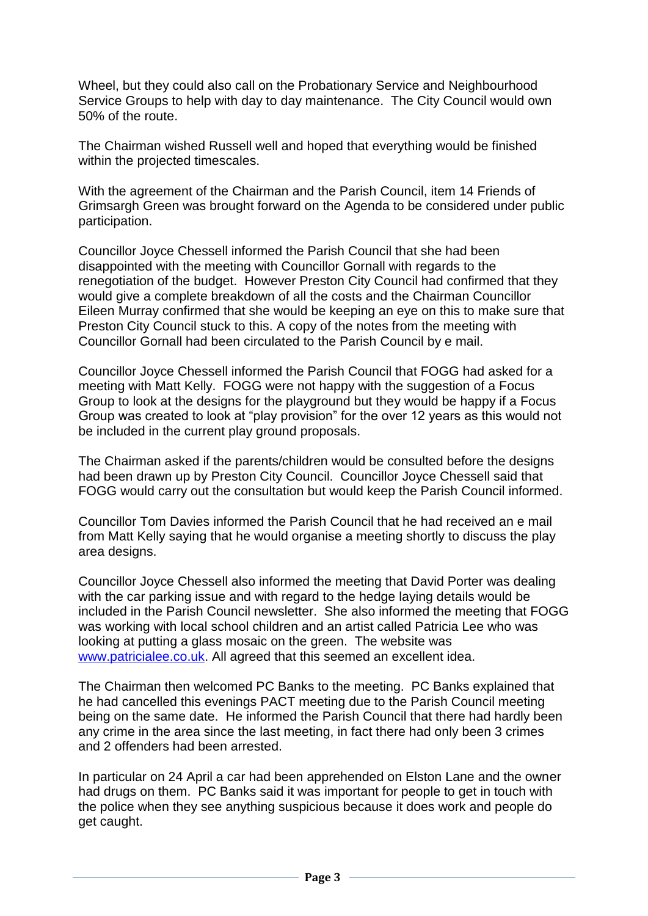Wheel, but they could also call on the Probationary Service and Neighbourhood Service Groups to help with day to day maintenance. The City Council would own 50% of the route.

The Chairman wished Russell well and hoped that everything would be finished within the projected timescales.

With the agreement of the Chairman and the Parish Council, item 14 Friends of Grimsargh Green was brought forward on the Agenda to be considered under public participation.

Councillor Joyce Chessell informed the Parish Council that she had been disappointed with the meeting with Councillor Gornall with regards to the renegotiation of the budget. However Preston City Council had confirmed that they would give a complete breakdown of all the costs and the Chairman Councillor Eileen Murray confirmed that she would be keeping an eye on this to make sure that Preston City Council stuck to this. A copy of the notes from the meeting with Councillor Gornall had been circulated to the Parish Council by e mail.

Councillor Joyce Chessell informed the Parish Council that FOGG had asked for a meeting with Matt Kelly. FOGG were not happy with the suggestion of a Focus Group to look at the designs for the playground but they would be happy if a Focus Group was created to look at "play provision" for the over 12 years as this would not be included in the current play ground proposals.

The Chairman asked if the parents/children would be consulted before the designs had been drawn up by Preston City Council. Councillor Joyce Chessell said that FOGG would carry out the consultation but would keep the Parish Council informed.

Councillor Tom Davies informed the Parish Council that he had received an e mail from Matt Kelly saying that he would organise a meeting shortly to discuss the play area designs.

Councillor Joyce Chessell also informed the meeting that David Porter was dealing with the car parking issue and with regard to the hedge laying details would be included in the Parish Council newsletter. She also informed the meeting that FOGG was working with local school children and an artist called Patricia Lee who was looking at putting a glass mosaic on the green. The website was www.patricialee.co.uk. All agreed that this seemed an excellent idea.

The Chairman then welcomed PC Banks to the meeting. PC Banks explained that he had cancelled this evenings PACT meeting due to the Parish Council meeting being on the same date. He informed the Parish Council that there had hardly been any crime in the area since the last meeting, in fact there had only been 3 crimes and 2 offenders had been arrested.

In particular on 24 April a car had been apprehended on Elston Lane and the owner had drugs on them. PC Banks said it was important for people to get in touch with the police when they see anything suspicious because it does work and people do get caught.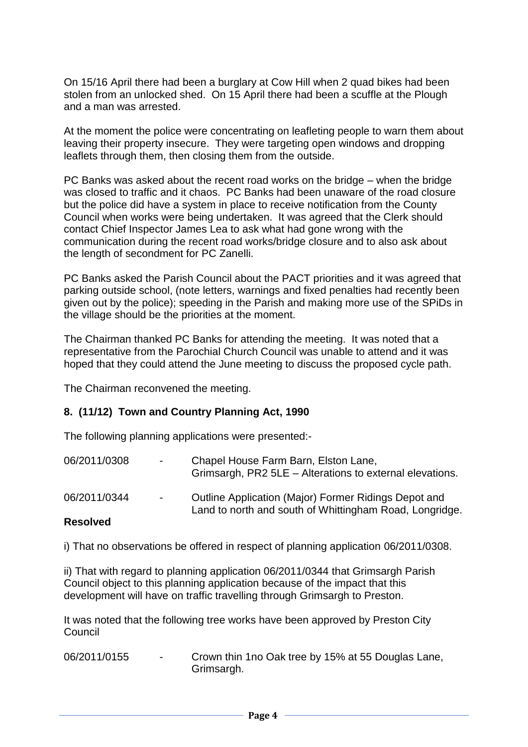On 15/16 April there had been a burglary at Cow Hill when 2 quad bikes had been stolen from an unlocked shed. On 15 April there had been a scuffle at the Plough and a man was arrested.

At the moment the police were concentrating on leafleting people to warn them about leaving their property insecure. They were targeting open windows and dropping leaflets through them, then closing them from the outside.

PC Banks was asked about the recent road works on the bridge – when the bridge was closed to traffic and it chaos. PC Banks had been unaware of the road closure but the police did have a system in place to receive notification from the County Council when works were being undertaken. It was agreed that the Clerk should contact Chief Inspector James Lea to ask what had gone wrong with the communication during the recent road works/bridge closure and to also ask about the length of secondment for PC Zanelli.

PC Banks asked the Parish Council about the PACT priorities and it was agreed that parking outside school, (note letters, warnings and fixed penalties had recently been given out by the police); speeding in the Parish and making more use of the SPiDs in the village should be the priorities at the moment.

The Chairman thanked PC Banks for attending the meeting. It was noted that a representative from the Parochial Church Council was unable to attend and it was hoped that they could attend the June meeting to discuss the proposed cycle path.

The Chairman reconvened the meeting.

## 8. (11/12) Town and Country Planning Act, 1990

The following planning applications were presented:-

| | | |
|---|---|---|
| 06/2011/0308 | - | Chapel House Farm Barn, Elston Lane, Grimsargh, PR2 5LE – Alterations to external elevations. |
| 06/2011/0344 | - | Outline Application (Major) Former Ridings Depot and Land to north and south of Whittingham Road, Longridge. |

**Resolved**

i) That no observations be offered in respect of planning application 06/2011/0308.

ii) That with regard to planning application 06/2011/0344 that Grimsargh Parish Council object to this planning application because of the impact that this development will have on traffic travelling through Grimsargh to Preston.

It was noted that the following tree works have been approved by Preston City Council

| | | |
|---|---|---|
| 06/2011/0155 | - | Crown thin 1no Oak tree by 15% at 55 Douglas Lane, Grimsargh. |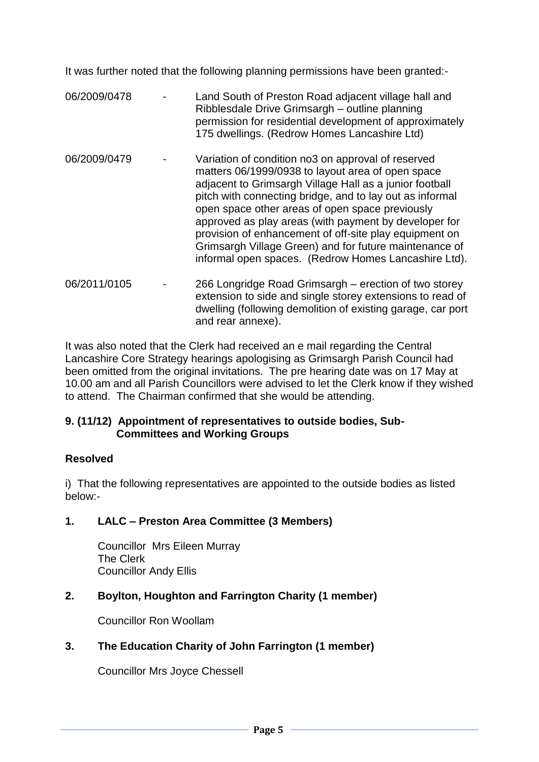It was further noted that the following planning permissions have been granted:-

06/2009/0478 - Land South of Preston Road adjacent village hall and Ribblesdale Drive Grimsargh – outline planning permission for residential development of approximately 175 dwellings. (Redrow Homes Lancashire Ltd)

06/2009/0479 - Variation of condition no3 on approval of reserved matters 06/1999/0938 to layout area of open space adjacent to Grimsargh Village Hall as a junior football pitch with connecting bridge, and to lay out as informal open space other areas of open space previously approved as play areas (with payment by developer for provision of enhancement of off-site play equipment on Grimsargh Village Green) and for future maintenance of informal open spaces. (Redrow Homes Lancashire Ltd).

06/2011/0105 - 266 Longridge Road Grimsargh – erection of two storey extension to side and single storey extensions to read of dwelling (following demolition of existing garage, car port and rear annexe).

It was also noted that the Clerk had received an e mail regarding the Central Lancashire Core Strategy hearings apologising as Grimsargh Parish Council had been omitted from the original invitations. The pre hearing date was on 17 May at 10.00 am and all Parish Councillors were advised to let the Clerk know if they wished to attend. The Chairman confirmed that she would be attending.

### 9. (11/12) Appointment of representatives to outside bodies, Sub-Committees and Working Groups

**Resolved**

i) That the following representatives are appointed to the outside bodies as listed below:-

**1. LALC – Preston Area Committee (3 Members)**

Councillor Mrs Eileen Murray
The Clerk
Councillor Andy Ellis

**2. Boylton, Houghton and Farrington Charity (1 member)**

Councillor Ron Woollam

**3. The Education Charity of John Farrington (1 member)**

Councillor Mrs Joyce Chessell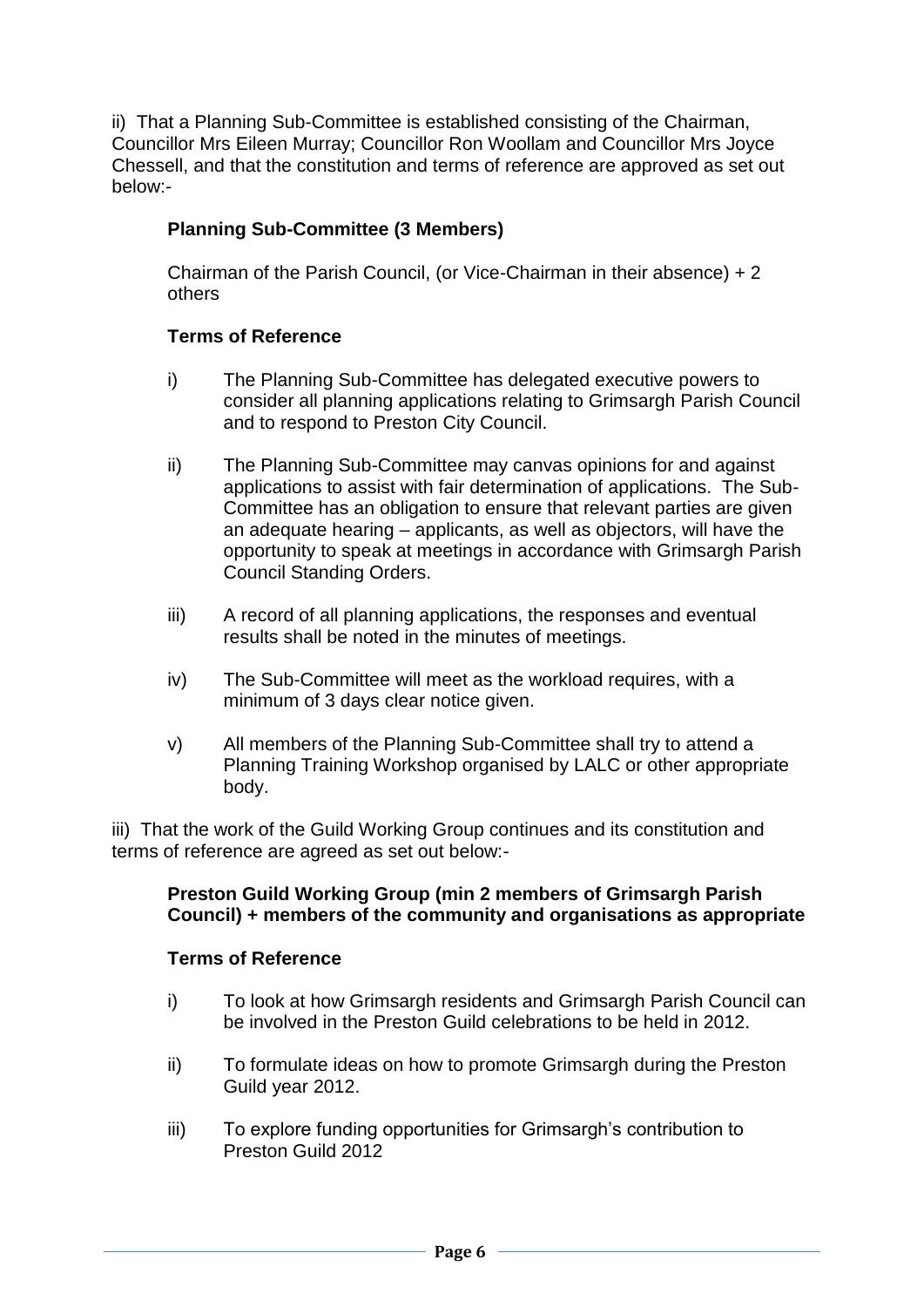ii) That a Planning Sub-Committee is established consisting of the Chairman, Councillor Mrs Eileen Murray; Councillor Ron Woollam and Councillor Mrs Joyce Chessell, and that the constitution and terms of reference are approved as set out below:-

**Planning Sub-Committee (3 Members)**

Chairman of the Parish Council, (or Vice-Chairman in their absence) + 2 others

**Terms of Reference**

i) The Planning Sub-Committee has delegated executive powers to consider all planning applications relating to Grimsargh Parish Council and to respond to Preston City Council.

ii) The Planning Sub-Committee may canvas opinions for and against applications to assist with fair determination of applications. The Sub-Committee has an obligation to ensure that relevant parties are given an adequate hearing – applicants, as well as objectors, will have the opportunity to speak at meetings in accordance with Grimsargh Parish Council Standing Orders.

iii) A record of all planning applications, the responses and eventual results shall be noted in the minutes of meetings.

iv) The Sub-Committee will meet as the workload requires, with a minimum of 3 days clear notice given.

v) All members of the Planning Sub-Committee shall try to attend a Planning Training Workshop organised by LALC or other appropriate body.

iii) That the work of the Guild Working Group continues and its constitution and terms of reference are agreed as set out below:-

**Preston Guild Working Group (min 2 members of Grimsargh Parish Council) + members of the community and organisations as appropriate**

**Terms of Reference**

i) To look at how Grimsargh residents and Grimsargh Parish Council can be involved in the Preston Guild celebrations to be held in 2012.

ii) To formulate ideas on how to promote Grimsargh during the Preston Guild year 2012.

iii) To explore funding opportunities for Grimsargh's contribution to Preston Guild 2012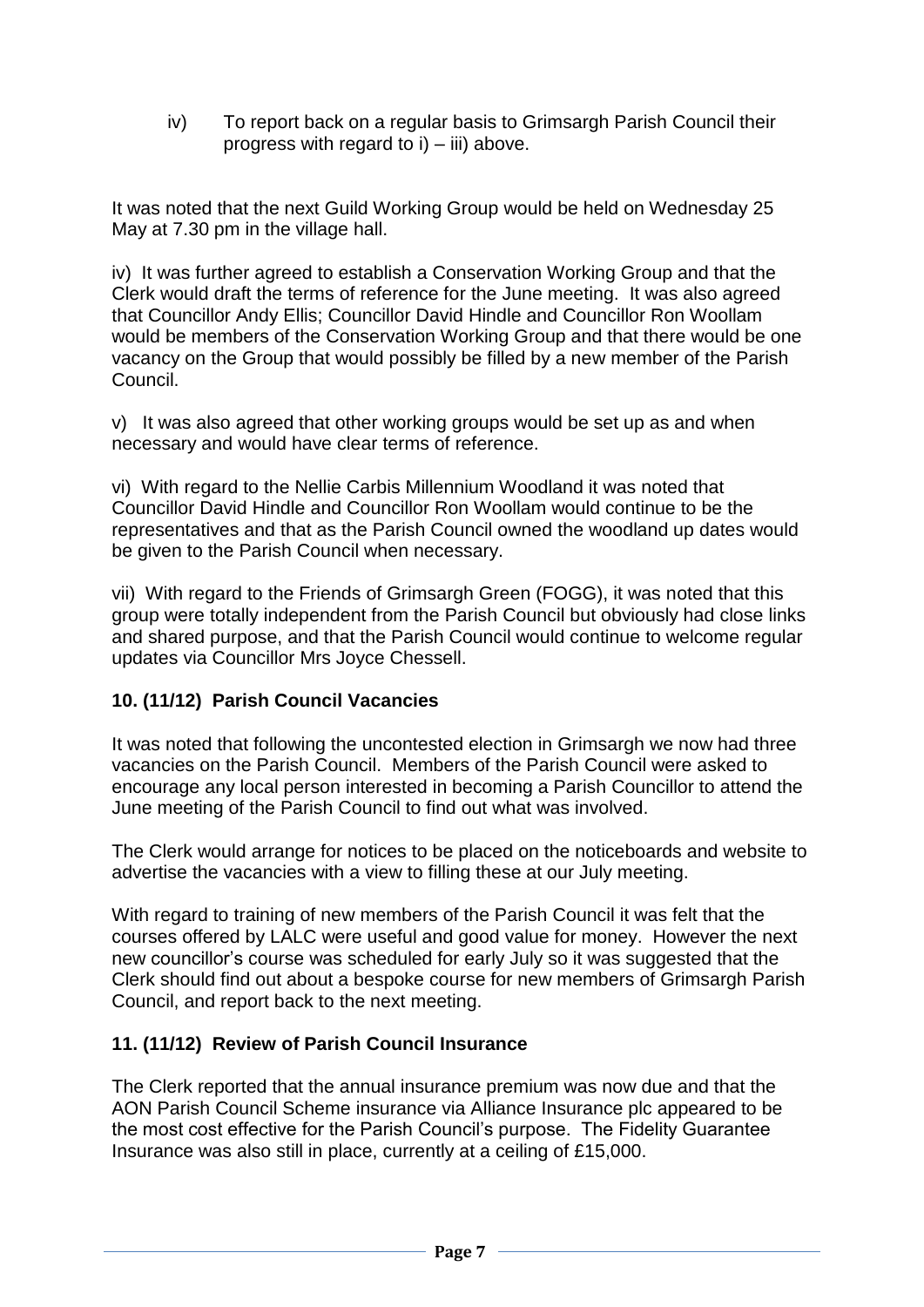iv) To report back on a regular basis to Grimsargh Parish Council their progress with regard to i) – iii) above.

It was noted that the next Guild Working Group would be held on Wednesday 25 May at 7.30 pm in the village hall.

iv) It was further agreed to establish a Conservation Working Group and that the Clerk would draft the terms of reference for the June meeting. It was also agreed that Councillor Andy Ellis; Councillor David Hindle and Councillor Ron Woollam would be members of the Conservation Working Group and that there would be one vacancy on the Group that would possibly be filled by a new member of the Parish Council.

v) It was also agreed that other working groups would be set up as and when necessary and would have clear terms of reference.

vi) With regard to the Nellie Carbis Millennium Woodland it was noted that Councillor David Hindle and Councillor Ron Woollam would continue to be the representatives and that as the Parish Council owned the woodland up dates would be given to the Parish Council when necessary.

vii) With regard to the Friends of Grimsargh Green (FOGG), it was noted that this group were totally independent from the Parish Council but obviously had close links and shared purpose, and that the Parish Council would continue to welcome regular updates via Councillor Mrs Joyce Chessell.

### 10. (11/12) Parish Council Vacancies

It was noted that following the uncontested election in Grimsargh we now had three vacancies on the Parish Council. Members of the Parish Council were asked to encourage any local person interested in becoming a Parish Councillor to attend the June meeting of the Parish Council to find out what was involved.

The Clerk would arrange for notices to be placed on the noticeboards and website to advertise the vacancies with a view to filling these at our July meeting.

With regard to training of new members of the Parish Council it was felt that the courses offered by LALC were useful and good value for money. However the next new councillor's course was scheduled for early July so it was suggested that the Clerk should find out about a bespoke course for new members of Grimsargh Parish Council, and report back to the next meeting.

### 11. (11/12) Review of Parish Council Insurance

The Clerk reported that the annual insurance premium was now due and that the AON Parish Council Scheme insurance via Alliance Insurance plc appeared to be the most cost effective for the Parish Council's purpose. The Fidelity Guarantee Insurance was also still in place, currently at a ceiling of £15,000.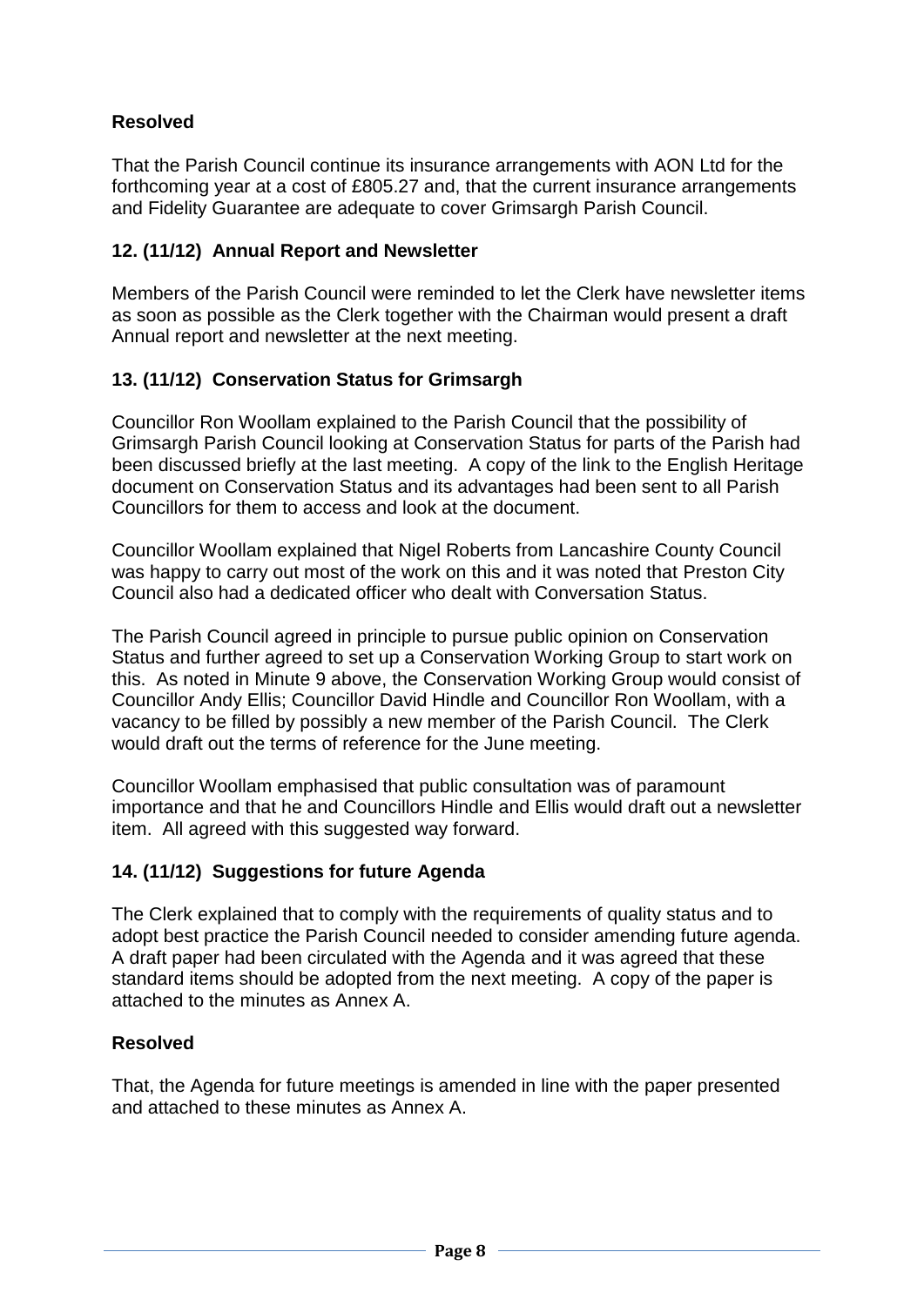**Resolved**

That the Parish Council continue its insurance arrangements with AON Ltd for the forthcoming year at a cost of £805.27 and, that the current insurance arrangements and Fidelity Guarantee are adequate to cover Grimsargh Parish Council.

### 12. (11/12) Annual Report and Newsletter

Members of the Parish Council were reminded to let the Clerk have newsletter items as soon as possible as the Clerk together with the Chairman would present a draft Annual report and newsletter at the next meeting.

### 13. (11/12) Conservation Status for Grimsargh

Councillor Ron Woollam explained to the Parish Council that the possibility of Grimsargh Parish Council looking at Conservation Status for parts of the Parish had been discussed briefly at the last meeting. A copy of the link to the English Heritage document on Conservation Status and its advantages had been sent to all Parish Councillors for them to access and look at the document.

Councillor Woollam explained that Nigel Roberts from Lancashire County Council was happy to carry out most of the work on this and it was noted that Preston City Council also had a dedicated officer who dealt with Conversation Status.

The Parish Council agreed in principle to pursue public opinion on Conservation Status and further agreed to set up a Conservation Working Group to start work on this. As noted in Minute 9 above, the Conservation Working Group would consist of Councillor Andy Ellis; Councillor David Hindle and Councillor Ron Woollam, with a vacancy to be filled by possibly a new member of the Parish Council. The Clerk would draft out the terms of reference for the June meeting.

Councillor Woollam emphasised that public consultation was of paramount importance and that he and Councillors Hindle and Ellis would draft out a newsletter item. All agreed with this suggested way forward.

### 14. (11/12) Suggestions for future Agenda

The Clerk explained that to comply with the requirements of quality status and to adopt best practice the Parish Council needed to consider amending future agenda. A draft paper had been circulated with the Agenda and it was agreed that these standard items should be adopted from the next meeting. A copy of the paper is attached to the minutes as Annex A.

**Resolved**

That, the Agenda for future meetings is amended in line with the paper presented and attached to these minutes as Annex A.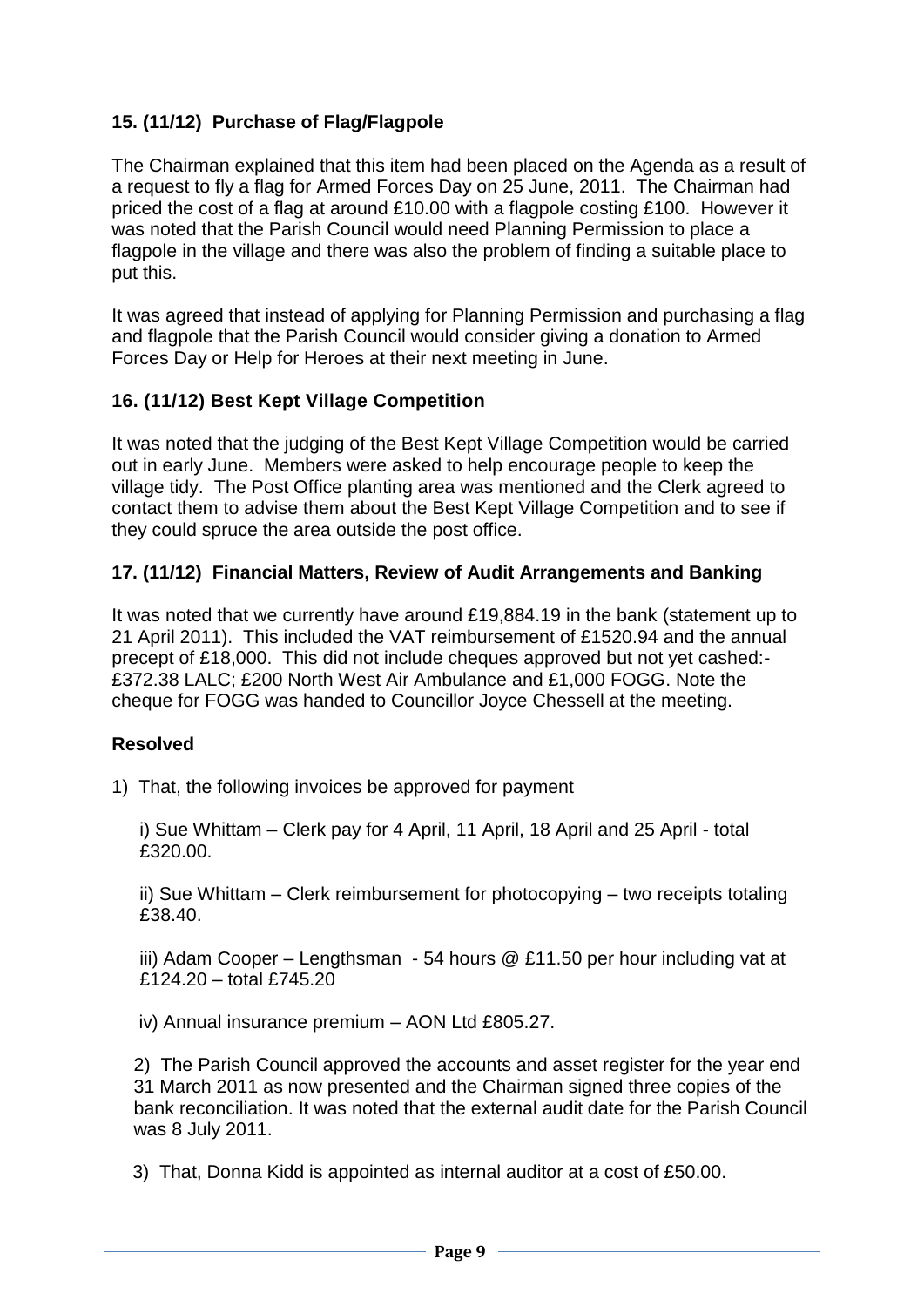### 15. (11/12) Purchase of Flag/Flagpole

The Chairman explained that this item had been placed on the Agenda as a result of a request to fly a flag for Armed Forces Day on 25 June, 2011. The Chairman had priced the cost of a flag at around £10.00 with a flagpole costing £100. However it was noted that the Parish Council would need Planning Permission to place a flagpole in the village and there was also the problem of finding a suitable place to put this.

It was agreed that instead of applying for Planning Permission and purchasing a flag and flagpole that the Parish Council would consider giving a donation to Armed Forces Day or Help for Heroes at their next meeting in June.

### 16. (11/12) Best Kept Village Competition

It was noted that the judging of the Best Kept Village Competition would be carried out in early June. Members were asked to help encourage people to keep the village tidy. The Post Office planting area was mentioned and the Clerk agreed to contact them to advise them about the Best Kept Village Competition and to see if they could spruce the area outside the post office.

### 17. (11/12) Financial Matters, Review of Audit Arrangements and Banking

It was noted that we currently have around £19,884.19 in the bank (statement up to 21 April 2011). This included the VAT reimbursement of £1520.94 and the annual precept of £18,000. This did not include cheques approved but not yet cashed:- £372.38 LALC; £200 North West Air Ambulance and £1,000 FOGG. Note the cheque for FOGG was handed to Councillor Joyce Chessell at the meeting.

**Resolved**

1) That, the following invoices be approved for payment

   i) Sue Whittam – Clerk pay for 4 April, 11 April, 18 April and 25 April - total £320.00.

   ii) Sue Whittam – Clerk reimbursement for photocopying – two receipts totaling £38.40.

   iii) Adam Cooper – Lengthsman - 54 hours @ £11.50 per hour including vat at £124.20 – total £745.20

   iv) Annual insurance premium – AON Ltd £805.27.

2) The Parish Council approved the accounts and asset register for the year end 31 March 2011 as now presented and the Chairman signed three copies of the bank reconciliation. It was noted that the external audit date for the Parish Council was 8 July 2011.

3) That, Donna Kidd is appointed as internal auditor at a cost of £50.00.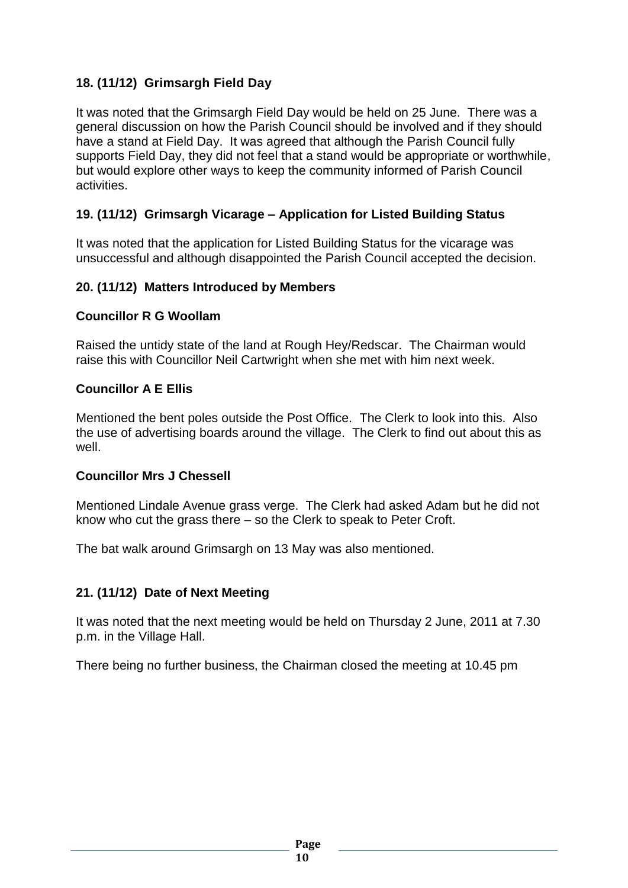### 18. (11/12) Grimsargh Field Day

It was noted that the Grimsargh Field Day would be held on 25 June. There was a general discussion on how the Parish Council should be involved and if they should have a stand at Field Day. It was agreed that although the Parish Council fully supports Field Day, they did not feel that a stand would be appropriate or worthwhile, but would explore other ways to keep the community informed of Parish Council activities.

### 19. (11/12) Grimsargh Vicarage – Application for Listed Building Status

It was noted that the application for Listed Building Status for the vicarage was unsuccessful and although disappointed the Parish Council accepted the decision.

### 20. (11/12) Matters Introduced by Members

**Councillor R G Woollam**

Raised the untidy state of the land at Rough Hey/Redscar. The Chairman would raise this with Councillor Neil Cartwright when she met with him next week.

**Councillor A E Ellis**

Mentioned the bent poles outside the Post Office. The Clerk to look into this. Also the use of advertising boards around the village. The Clerk to find out about this as well.

**Councillor Mrs J Chessell**

Mentioned Lindale Avenue grass verge. The Clerk had asked Adam but he did not know who cut the grass there – so the Clerk to speak to Peter Croft.

The bat walk around Grimsargh on 13 May was also mentioned.

### 21. (11/12) Date of Next Meeting

It was noted that the next meeting would be held on Thursday 2 June, 2011 at 7.30 p.m. in the Village Hall.

There being no further business, the Chairman closed the meeting at 10.45 pm